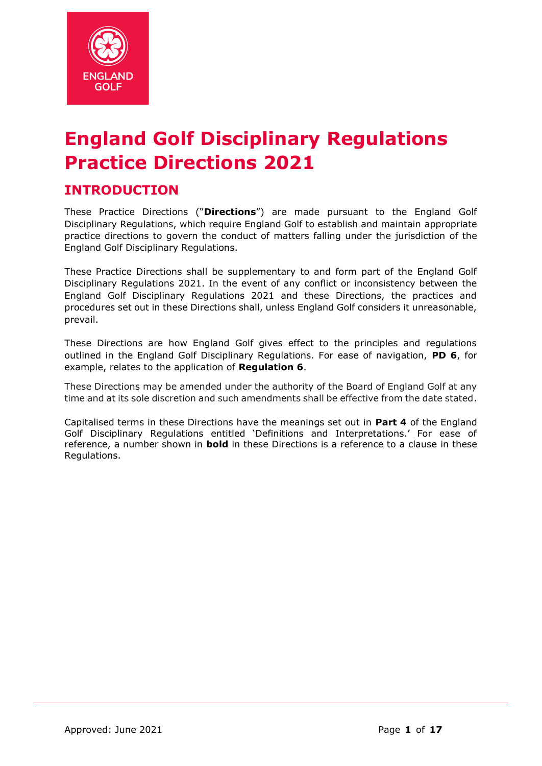# England Golf Disciplinary Regulations Practice Directions 2021

## INTRODUCTION

These Practice Directions ("**Directions**") are made pursuant to the England Golf Disciplinary Regulations, which require England Golf to establish and maintain appropriate practice directions to govern the conduct of matters falling under the jurisdiction of the England Golf Disciplinary Regulations.

These Practice Directions shall be supplementary to and form part of the England Golf Disciplinary Regulations 2021. In the event of any conflict or inconsistency between the England Golf Disciplinary Regulations 2021 and these Directions, the practices and procedures set out in these Directions shall, unless England Golf considers it unreasonable, prevail.

These Directions are how England Golf gives effect to the principles and regulations outlined in the England Golf Disciplinary Regulations. For ease of navigation, **PD 6**, for example, relates to the application of **Regulation 6**.

These Directions may be amended under the authority of the Board of England Golf at any time and at its sole discretion and such amendments shall be effective from the date stated.

Capitalised terms in these Directions have the meanings set out in **Part 4** of the England Golf Disciplinary Regulations entitled 'Definitions and Interpretations.' For ease of reference, a number shown in **bold** in these Directions is a reference to a clause in these Regulations.

Approved: June 2021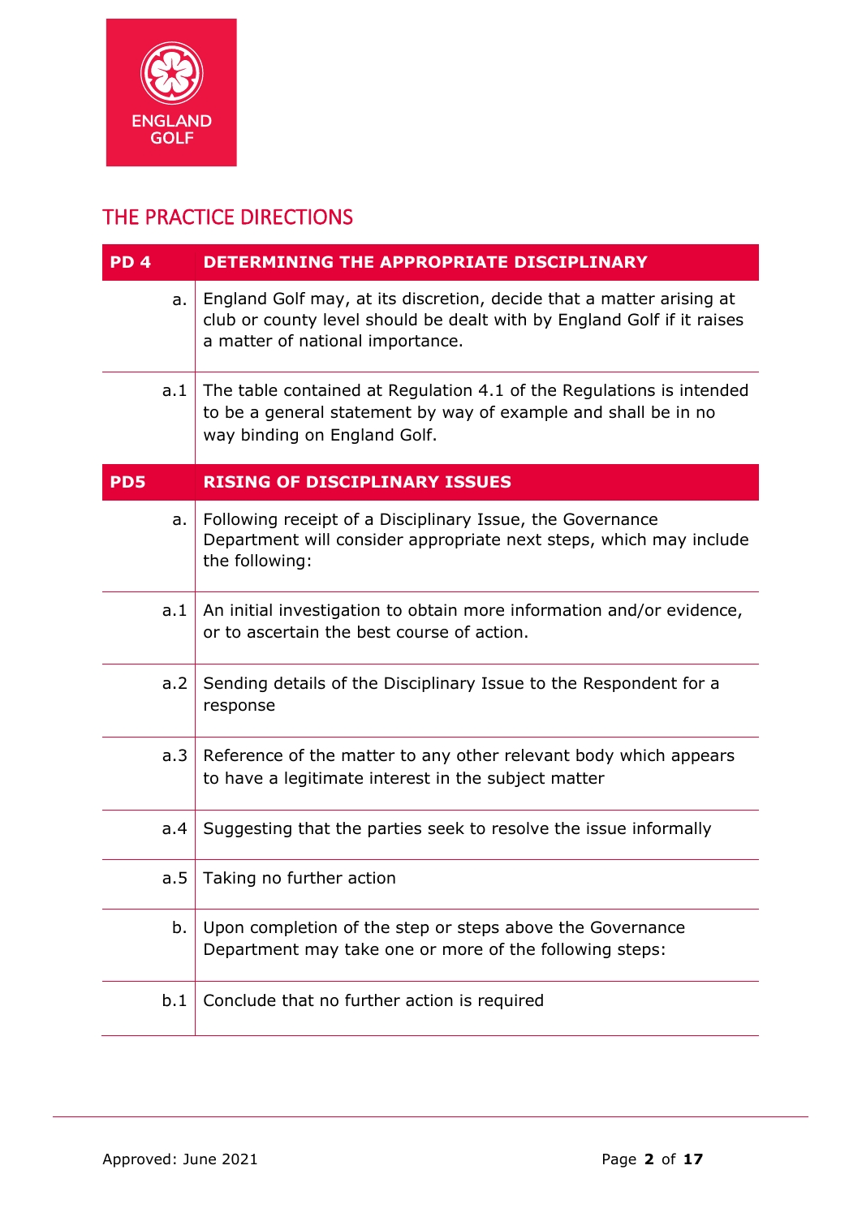## THE PRACTICE DIRECTIONS

| PD 4 | DETERMINING THE APPROPRIATE DISCIPLINARY |
|---|---|
| a. | England Golf may, at its discretion, decide that a matter arising at club or county level should be dealt with by England Golf if it raises a matter of national importance. |
| a.1 | The table contained at Regulation 4.1 of the Regulations is intended to be a general statement by way of example and shall be in no way binding on England Golf. |

| PD5 | RISING OF DISCIPLINARY ISSUES |
|---|---|
| a. | Following receipt of a Disciplinary Issue, the Governance Department will consider appropriate next steps, which may include the following: |
| a.1 | An initial investigation to obtain more information and/or evidence, or to ascertain the best course of action. |
| a.2 | Sending details of the Disciplinary Issue to the Respondent for a response |
| a.3 | Reference of the matter to any other relevant body which appears to have a legitimate interest in the subject matter |
| a.4 | Suggesting that the parties seek to resolve the issue informally |
| a.5 | Taking no further action |
| b. | Upon completion of the step or steps above the Governance Department may take one or more of the following steps: |
| b.1 | Conclude that no further action is required |

Approved: June 2021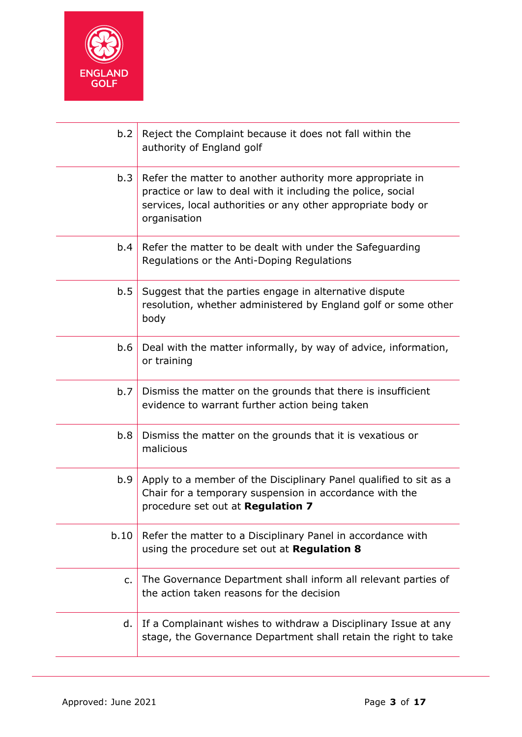| | |
|---|---|
| b.2 | Reject the Complaint because it does not fall within the authority of England golf |
| b.3 | Refer the matter to another authority more appropriate in practice or law to deal with it including the police, social services, local authorities or any other appropriate body or organisation |
| b.4 | Refer the matter to be dealt with under the Safeguarding Regulations or the Anti-Doping Regulations |
| b.5 | Suggest that the parties engage in alternative dispute resolution, whether administered by England golf or some other body |
| b.6 | Deal with the matter informally, by way of advice, information, or training |
| b.7 | Dismiss the matter on the grounds that there is insufficient evidence to warrant further action being taken |
| b.8 | Dismiss the matter on the grounds that it is vexatious or malicious |
| b.9 | Apply to a member of the Disciplinary Panel qualified to sit as a Chair for a temporary suspension in accordance with the procedure set out at **Regulation 7** |
| b.10 | Refer the matter to a Disciplinary Panel in accordance with using the procedure set out at **Regulation 8** |
| c. | The Governance Department shall inform all relevant parties of the action taken reasons for the decision |
| d. | If a Complainant wishes to withdraw a Disciplinary Issue at any stage, the Governance Department shall retain the right to take |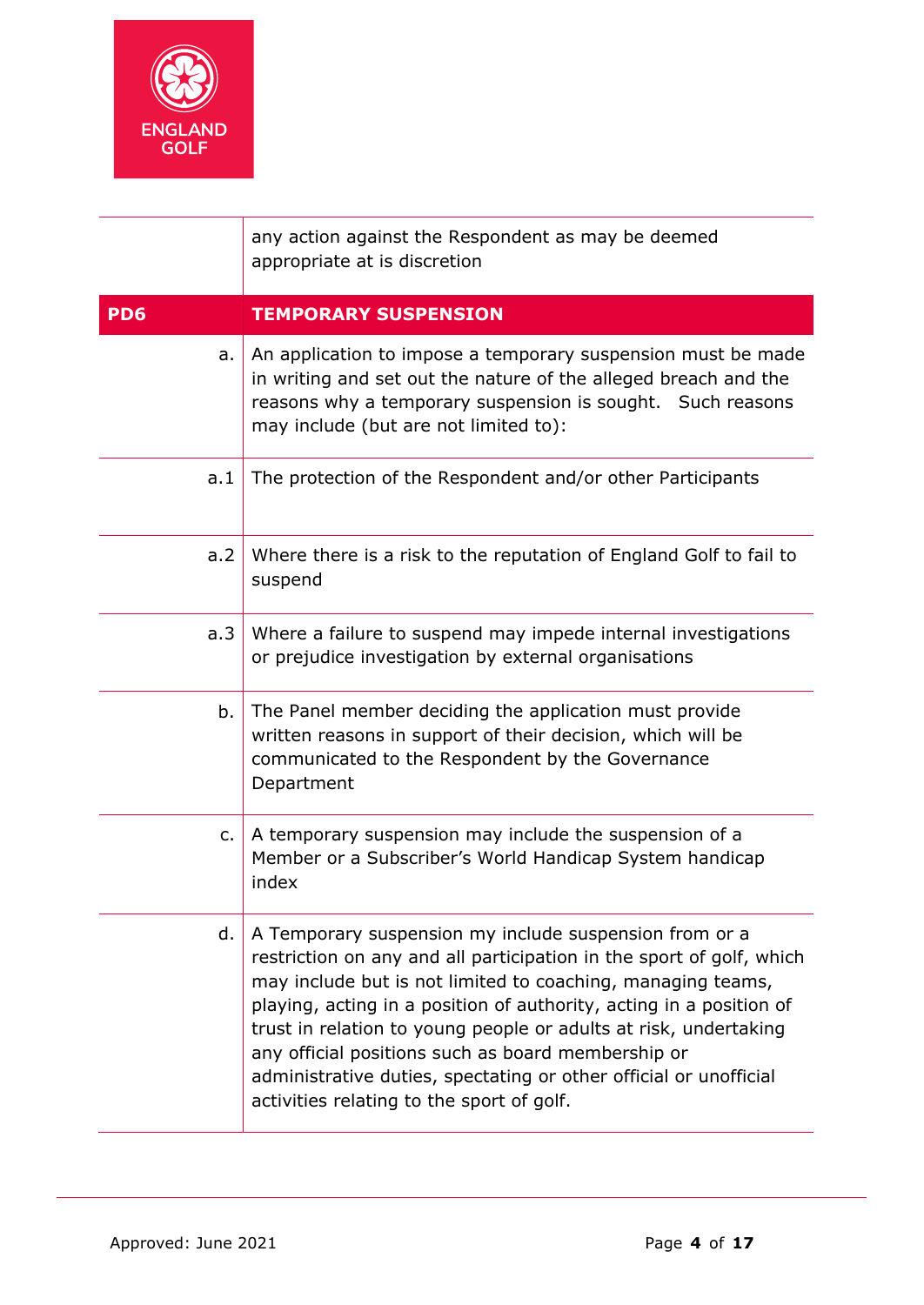| | |
|---|---|
| | any action against the Respondent as may be deemed appropriate at is discretion |
| **PD6** | **TEMPORARY SUSPENSION** |
| a. | An application to impose a temporary suspension must be made in writing and set out the nature of the alleged breach and the reasons why a temporary suspension is sought. Such reasons may include (but are not limited to): |
| a.1 | The protection of the Respondent and/or other Participants |
| a.2 | Where there is a risk to the reputation of England Golf to fail to suspend |
| a.3 | Where a failure to suspend may impede internal investigations or prejudice investigation by external organisations |
| b. | The Panel member deciding the application must provide written reasons in support of their decision, which will be communicated to the Respondent by the Governance Department |
| c. | A temporary suspension may include the suspension of a Member or a Subscriber's World Handicap System handicap index |
| d. | A Temporary suspension my include suspension from or a restriction on any and all participation in the sport of golf, which may include but is not limited to coaching, managing teams, playing, acting in a position of authority, acting in a position of trust in relation to young people or adults at risk, undertaking any official positions such as board membership or administrative duties, spectating or other official or unofficial activities relating to the sport of golf. |

Approved: June 2021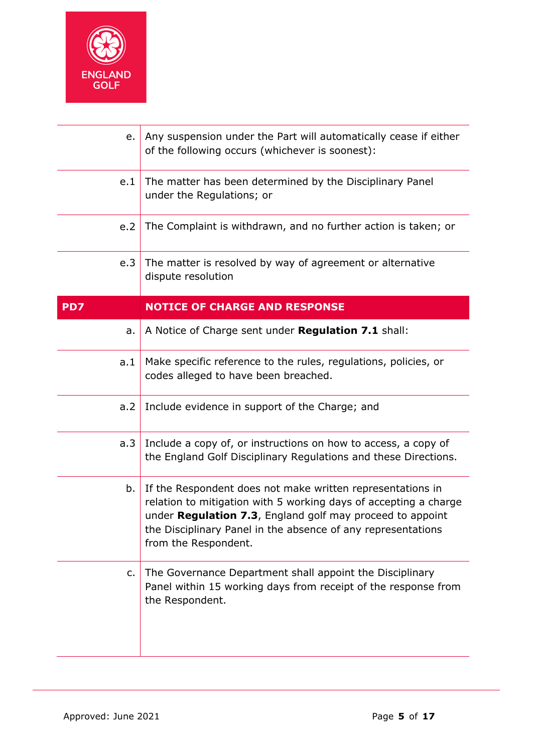| | |
|---|---|
| e. | Any suspension under the Part will automatically cease if either of the following occurs (whichever is soonest): |
| e.1 | The matter has been determined by the Disciplinary Panel under the Regulations; or |
| e.2 | The Complaint is withdrawn, and no further action is taken; or |
| e.3 | The matter is resolved by way of agreement or alternative dispute resolution |
| **PD7** | **NOTICE OF CHARGE AND RESPONSE** |
| a. | A Notice of Charge sent under **Regulation 7.1** shall: |
| a.1 | Make specific reference to the rules, regulations, policies, or codes alleged to have been breached. |
| a.2 | Include evidence in support of the Charge; and |
| a.3 | Include a copy of, or instructions on how to access, a copy of the England Golf Disciplinary Regulations and these Directions. |
| b. | If the Respondent does not make written representations in relation to mitigation with 5 working days of accepting a charge under **Regulation 7.3**, England golf may proceed to appoint the Disciplinary Panel in the absence of any representations from the Respondent. |
| c. | The Governance Department shall appoint the Disciplinary Panel within 15 working days from receipt of the response from the Respondent. |

Approved: June 2021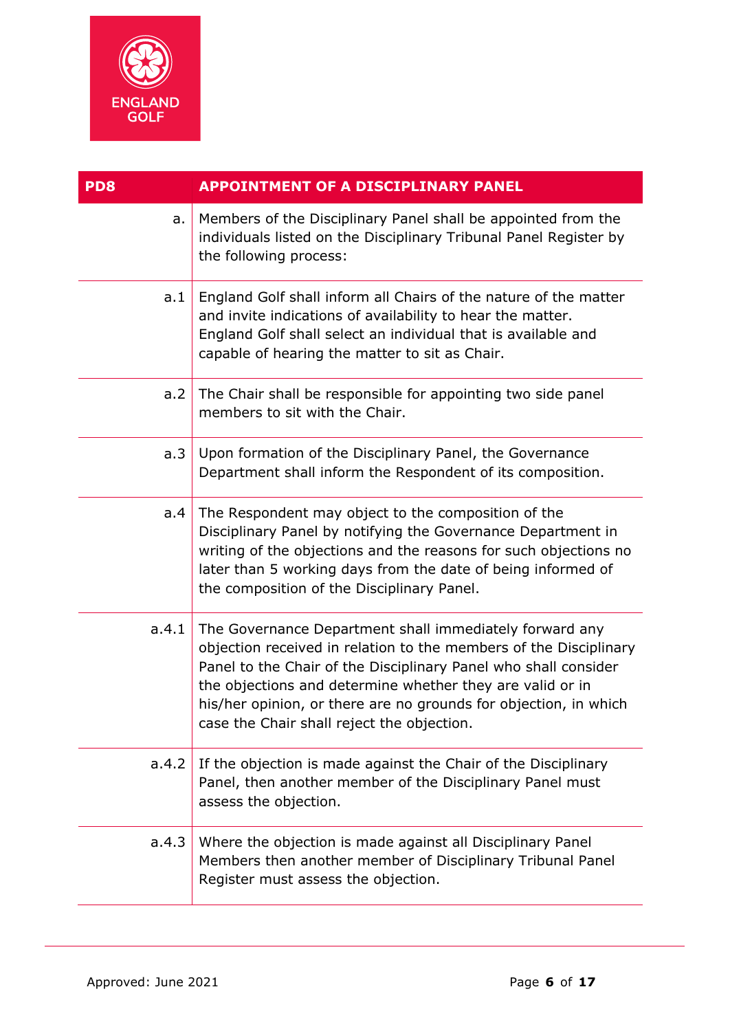| PD8 | APPOINTMENT OF A DISCIPLINARY PANEL |
|---|---|
| a. | Members of the Disciplinary Panel shall be appointed from the individuals listed on the Disciplinary Tribunal Panel Register by the following process: |
| a.1 | England Golf shall inform all Chairs of the nature of the matter and invite indications of availability to hear the matter. England Golf shall select an individual that is available and capable of hearing the matter to sit as Chair. |
| a.2 | The Chair shall be responsible for appointing two side panel members to sit with the Chair. |
| a.3 | Upon formation of the Disciplinary Panel, the Governance Department shall inform the Respondent of its composition. |
| a.4 | The Respondent may object to the composition of the Disciplinary Panel by notifying the Governance Department in writing of the objections and the reasons for such objections no later than 5 working days from the date of being informed of the composition of the Disciplinary Panel. |
| a.4.1 | The Governance Department shall immediately forward any objection received in relation to the members of the Disciplinary Panel to the Chair of the Disciplinary Panel who shall consider the objections and determine whether they are valid or in his/her opinion, or there are no grounds for objection, in which case the Chair shall reject the objection. |
| a.4.2 | If the objection is made against the Chair of the Disciplinary Panel, then another member of the Disciplinary Panel must assess the objection. |
| a.4.3 | Where the objection is made against all Disciplinary Panel Members then another member of Disciplinary Tribunal Panel Register must assess the objection. |

Approved: June 2021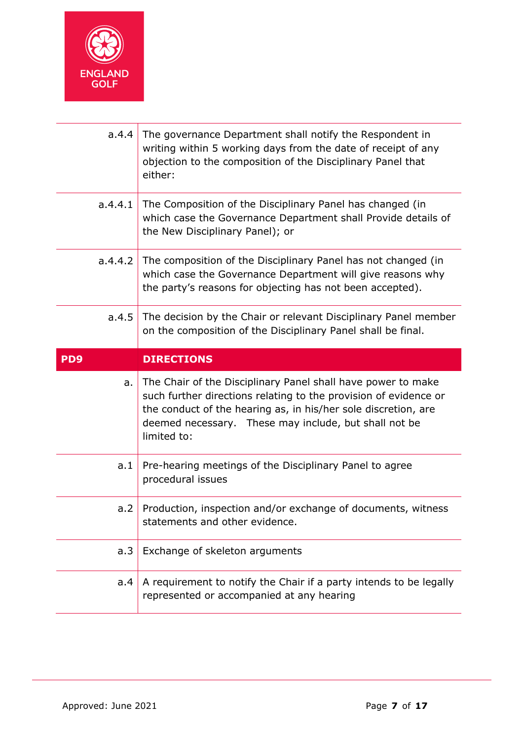| | |
|---|---|
| a.4.4 | The governance Department shall notify the Respondent in writing within 5 working days from the date of receipt of any objection to the composition of the Disciplinary Panel that either: |
| a.4.4.1 | The Composition of the Disciplinary Panel has changed (in which case the Governance Department shall Provide details of the New Disciplinary Panel); or |
| a.4.4.2 | The composition of the Disciplinary Panel has not changed (in which case the Governance Department will give reasons why the party's reasons for objecting has not been accepted). |
| a.4.5 | The decision by the Chair or relevant Disciplinary Panel member on the composition of the Disciplinary Panel shall be final. |
| **PD9** | **DIRECTIONS** |
| a. | The Chair of the Disciplinary Panel shall have power to make such further directions relating to the provision of evidence or the conduct of the hearing as, in his/her sole discretion, are deemed necessary. These may include, but shall not be limited to: |
| a.1 | Pre-hearing meetings of the Disciplinary Panel to agree procedural issues |
| a.2 | Production, inspection and/or exchange of documents, witness statements and other evidence. |
| a.3 | Exchange of skeleton arguments |
| a.4 | A requirement to notify the Chair if a party intends to be legally represented or accompanied at any hearing |

Approved: June 2021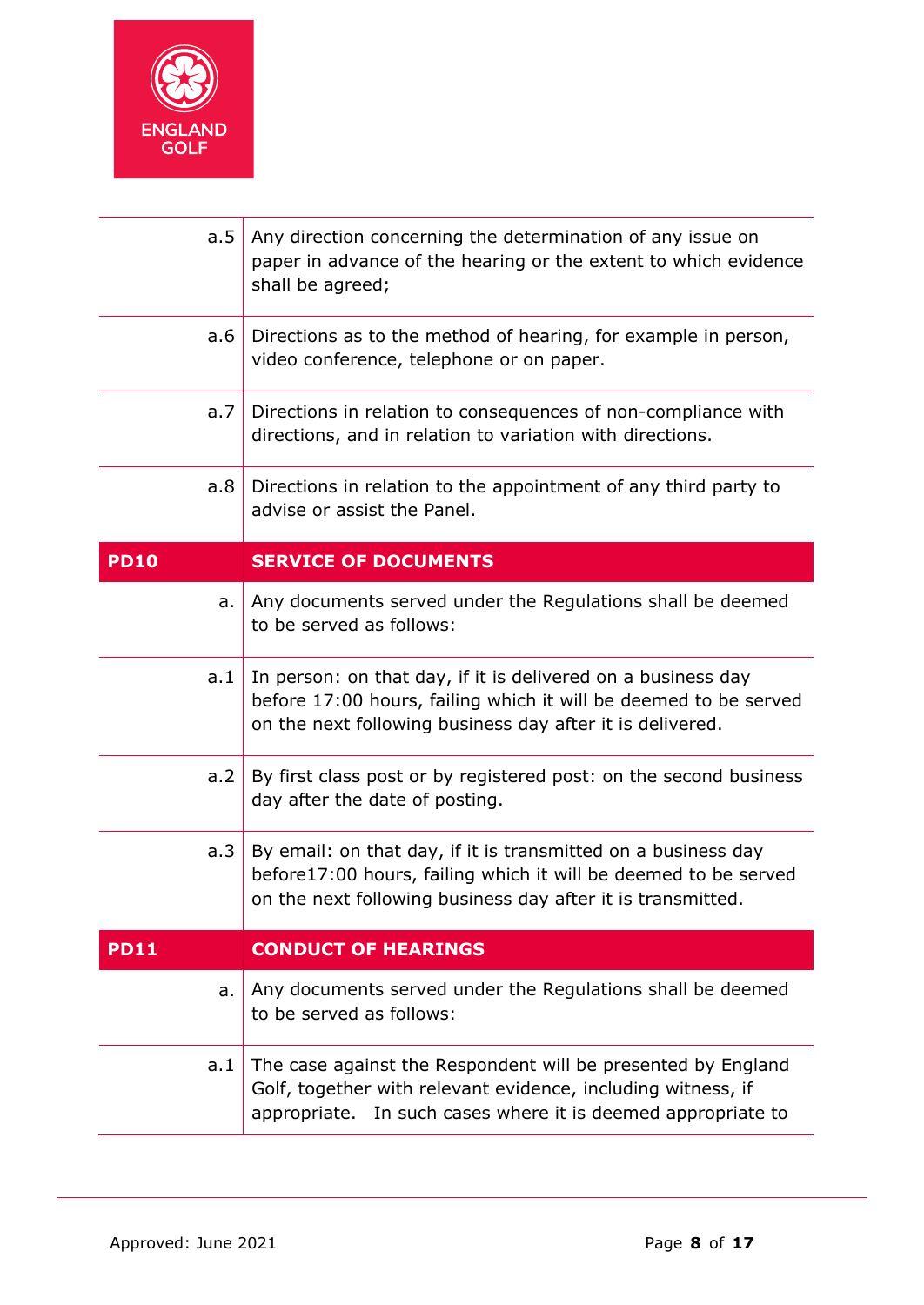| | |
|---|---|
| a.5 | Any direction concerning the determination of any issue on paper in advance of the hearing or the extent to which evidence shall be agreed; |
| a.6 | Directions as to the method of hearing, for example in person, video conference, telephone or on paper. |
| a.7 | Directions in relation to consequences of non-compliance with directions, and in relation to variation with directions. |
| a.8 | Directions in relation to the appointment of any third party to advise or assist the Panel. |
| **PD10** | **SERVICE OF DOCUMENTS** |
| a. | Any documents served under the Regulations shall be deemed to be served as follows: |
| a.1 | In person: on that day, if it is delivered on a business day before 17:00 hours, failing which it will be deemed to be served on the next following business day after it is delivered. |
| a.2 | By first class post or by registered post: on the second business day after the date of posting. |
| a.3 | By email: on that day, if it is transmitted on a business day before17:00 hours, failing which it will be deemed to be served on the next following business day after it is transmitted. |
| **PD11** | **CONDUCT OF HEARINGS** |
| a. | Any documents served under the Regulations shall be deemed to be served as follows: |
| a.1 | The case against the Respondent will be presented by England Golf, together with relevant evidence, including witness, if appropriate. In such cases where it is deemed appropriate to |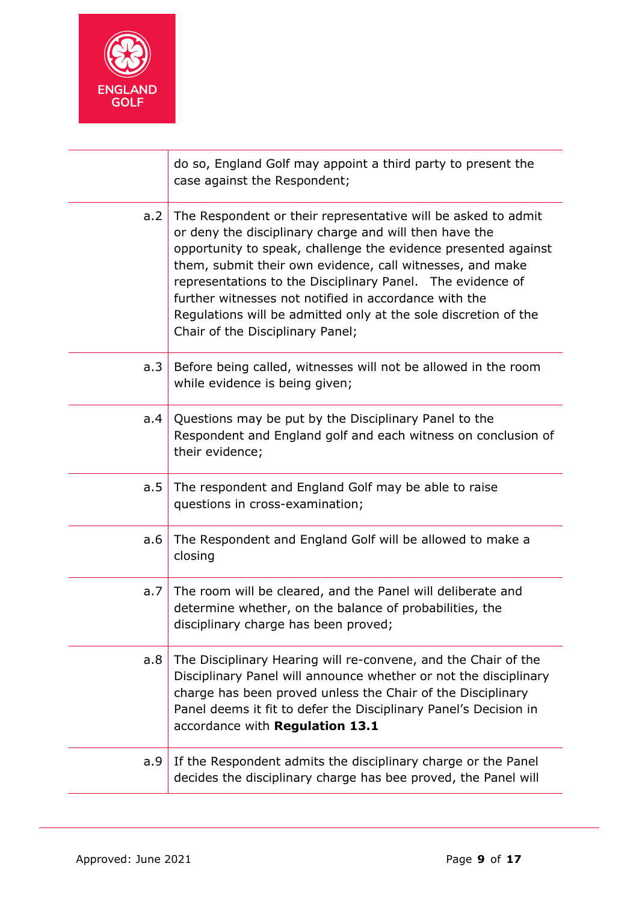| | |
|---|---|
| | do so, England Golf may appoint a third party to present the case against the Respondent; |
| a.2 | The Respondent or their representative will be asked to admit or deny the disciplinary charge and will then have the opportunity to speak, challenge the evidence presented against them, submit their own evidence, call witnesses, and make representations to the Disciplinary Panel. The evidence of further witnesses not notified in accordance with the Regulations will be admitted only at the sole discretion of the Chair of the Disciplinary Panel; |
| a.3 | Before being called, witnesses will not be allowed in the room while evidence is being given; |
| a.4 | Questions may be put by the Disciplinary Panel to the Respondent and England golf and each witness on conclusion of their evidence; |
| a.5 | The respondent and England Golf may be able to raise questions in cross-examination; |
| a.6 | The Respondent and England Golf will be allowed to make a closing |
| a.7 | The room will be cleared, and the Panel will deliberate and determine whether, on the balance of probabilities, the disciplinary charge has been proved; |
| a.8 | The Disciplinary Hearing will re-convene, and the Chair of the Disciplinary Panel will announce whether or not the disciplinary charge has been proved unless the Chair of the Disciplinary Panel deems it fit to defer the Disciplinary Panel's Decision in accordance with **Regulation 13.1** |
| a.9 | If the Respondent admits the disciplinary charge or the Panel decides the disciplinary charge has bee proved, the Panel will |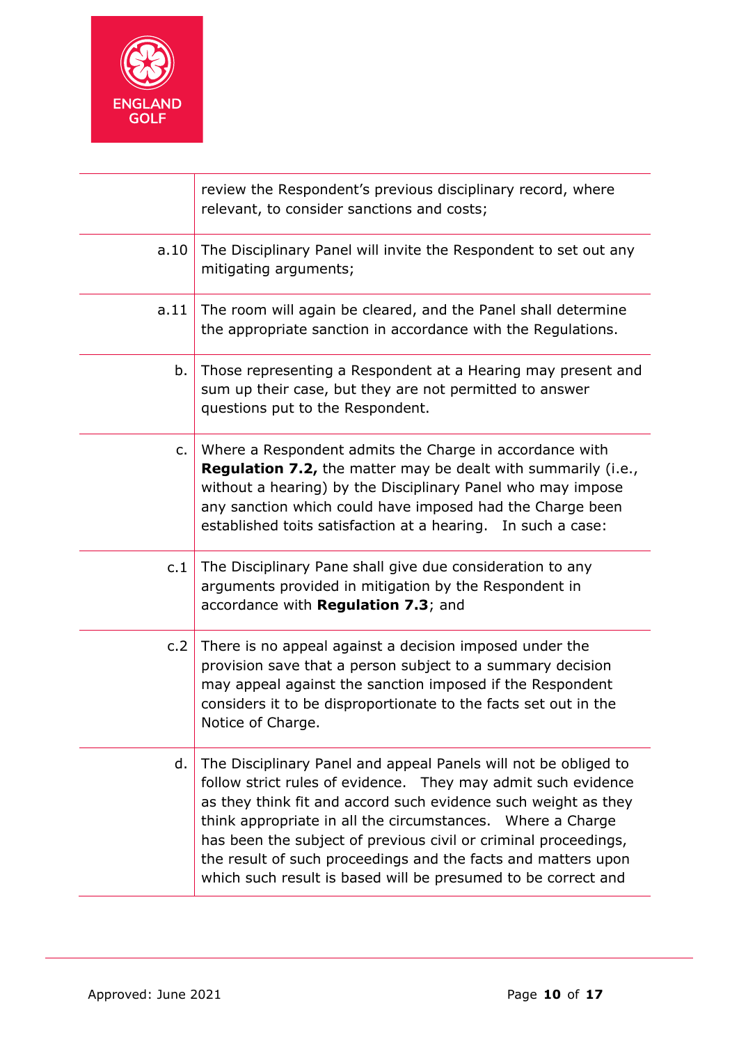| | |
|---|---|
| | review the Respondent's previous disciplinary record, where relevant, to consider sanctions and costs; |
| a.10 | The Disciplinary Panel will invite the Respondent to set out any mitigating arguments; |
| a.11 | The room will again be cleared, and the Panel shall determine the appropriate sanction in accordance with the Regulations. |
| b. | Those representing a Respondent at a Hearing may present and sum up their case, but they are not permitted to answer questions put to the Respondent. |
| c. | Where a Respondent admits the Charge in accordance with **Regulation 7.2,** the matter may be dealt with summarily (i.e., without a hearing) by the Disciplinary Panel who may impose any sanction which could have imposed had the Charge been established toits satisfaction at a hearing. In such a case: |
| c.1 | The Disciplinary Pane shall give due consideration to any arguments provided in mitigation by the Respondent in accordance with **Regulation 7.3**; and |
| c.2 | There is no appeal against a decision imposed under the provision save that a person subject to a summary decision may appeal against the sanction imposed if the Respondent considers it to be disproportionate to the facts set out in the Notice of Charge. |
| d. | The Disciplinary Panel and appeal Panels will not be obliged to follow strict rules of evidence. They may admit such evidence as they think fit and accord such evidence such weight as they think appropriate in all the circumstances. Where a Charge has been the subject of previous civil or criminal proceedings, the result of such proceedings and the facts and matters upon which such result is based will be presumed to be correct and |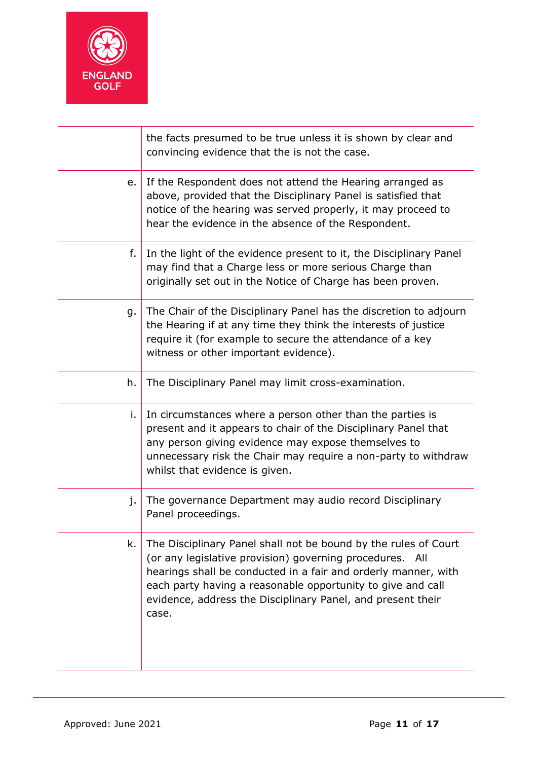| | |
|---|---|
| | the facts presumed to be true unless it is shown by clear and convincing evidence that the is not the case. |
| e. | If the Respondent does not attend the Hearing arranged as above, provided that the Disciplinary Panel is satisfied that notice of the hearing was served properly, it may proceed to hear the evidence in the absence of the Respondent. |
| f. | In the light of the evidence present to it, the Disciplinary Panel may find that a Charge less or more serious Charge than originally set out in the Notice of Charge has been proven. |
| g. | The Chair of the Disciplinary Panel has the discretion to adjourn the Hearing if at any time they think the interests of justice require it (for example to secure the attendance of a key witness or other important evidence). |
| h. | The Disciplinary Panel may limit cross-examination. |
| i. | In circumstances where a person other than the parties is present and it appears to chair of the Disciplinary Panel that any person giving evidence may expose themselves to unnecessary risk the Chair may require a non-party to withdraw whilst that evidence is given. |
| j. | The governance Department may audio record Disciplinary Panel proceedings. |
| k. | The Disciplinary Panel shall not be bound by the rules of Court (or any legislative provision) governing procedures. All hearings shall be conducted in a fair and orderly manner, with each party having a reasonable opportunity to give and call evidence, address the Disciplinary Panel, and present their case. |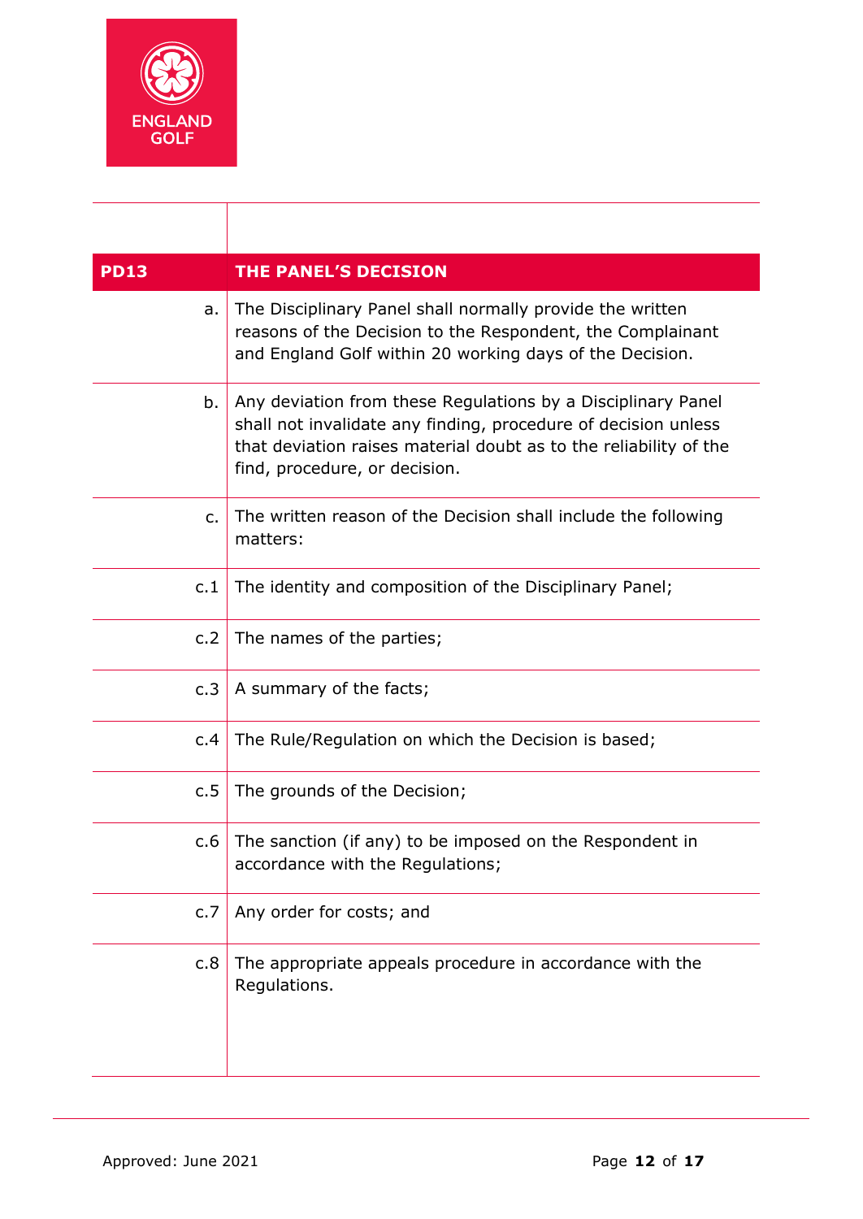| PD13 | THE PANEL'S DECISION |
| --- | --- |
| a. | The Disciplinary Panel shall normally provide the written reasons of the Decision to the Respondent, the Complainant and England Golf within 20 working days of the Decision. |
| b. | Any deviation from these Regulations by a Disciplinary Panel shall not invalidate any finding, procedure of decision unless that deviation raises material doubt as to the reliability of the find, procedure, or decision. |
| c. | The written reason of the Decision shall include the following matters: |
| c.1 | The identity and composition of the Disciplinary Panel; |
| c.2 | The names of the parties; |
| c.3 | A summary of the facts; |
| c.4 | The Rule/Regulation on which the Decision is based; |
| c.5 | The grounds of the Decision; |
| c.6 | The sanction (if any) to be imposed on the Respondent in accordance with the Regulations; |
| c.7 | Any order for costs; and |
| c.8 | The appropriate appeals procedure in accordance with the Regulations. |

Approved: June 2021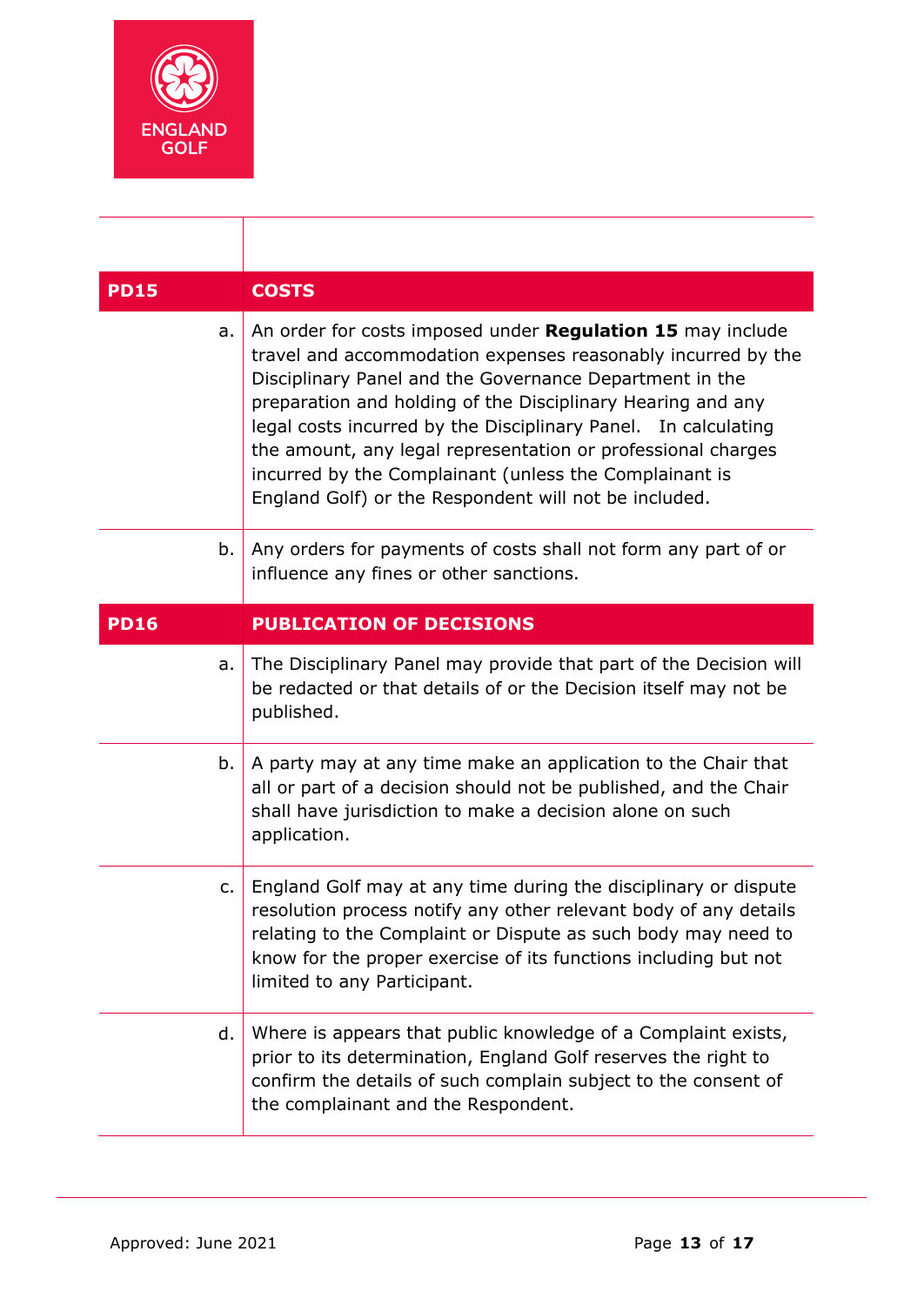| | |
|---|---|
| **PD15** | **COSTS** |
| a. | An order for costs imposed under **Regulation 15** may include travel and accommodation expenses reasonably incurred by the Disciplinary Panel and the Governance Department in the preparation and holding of the Disciplinary Hearing and any legal costs incurred by the Disciplinary Panel. In calculating the amount, any legal representation or professional charges incurred by the Complainant (unless the Complainant is England Golf) or the Respondent will not be included. |
| b. | Any orders for payments of costs shall not form any part of or influence any fines or other sanctions. |
| **PD16** | **PUBLICATION OF DECISIONS** |
| a. | The Disciplinary Panel may provide that part of the Decision will be redacted or that details of or the Decision itself may not be published. |
| b. | A party may at any time make an application to the Chair that all or part of a decision should not be published, and the Chair shall have jurisdiction to make a decision alone on such application. |
| c. | England Golf may at any time during the disciplinary or dispute resolution process notify any other relevant body of any details relating to the Complaint or Dispute as such body may need to know for the proper exercise of its functions including but not limited to any Participant. |
| d. | Where is appears that public knowledge of a Complaint exists, prior to its determination, England Golf reserves the right to confirm the details of such complain subject to the consent of the complainant and the Respondent. |

Approved: June 2021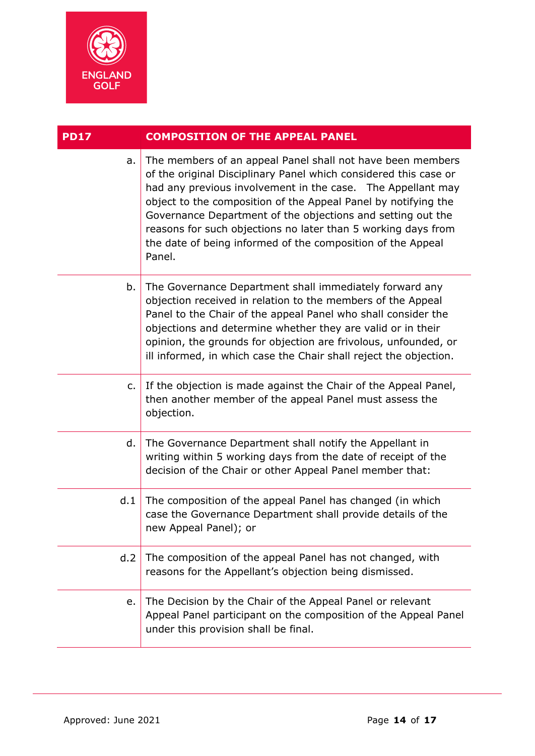| PD17 | COMPOSITION OF THE APPEAL PANEL |
|---|---|
| a. | The members of an appeal Panel shall not have been members of the original Disciplinary Panel which considered this case or had any previous involvement in the case. The Appellant may object to the composition of the Appeal Panel by notifying the Governance Department of the objections and setting out the reasons for such objections no later than 5 working days from the date of being informed of the composition of the Appeal Panel. |
| b. | The Governance Department shall immediately forward any objection received in relation to the members of the Appeal Panel to the Chair of the appeal Panel who shall consider the objections and determine whether they are valid or in their opinion, the grounds for objection are frivolous, unfounded, or ill informed, in which case the Chair shall reject the objection. |
| c. | If the objection is made against the Chair of the Appeal Panel, then another member of the appeal Panel must assess the objection. |
| d. | The Governance Department shall notify the Appellant in writing within 5 working days from the date of receipt of the decision of the Chair or other Appeal Panel member that: |
| d.1 | The composition of the appeal Panel has changed (in which case the Governance Department shall provide details of the new Appeal Panel); or |
| d.2 | The composition of the appeal Panel has not changed, with reasons for the Appellant's objection being dismissed. |
| e. | The Decision by the Chair of the Appeal Panel or relevant Appeal Panel participant on the composition of the Appeal Panel under this provision shall be final. |

Approved: June 2021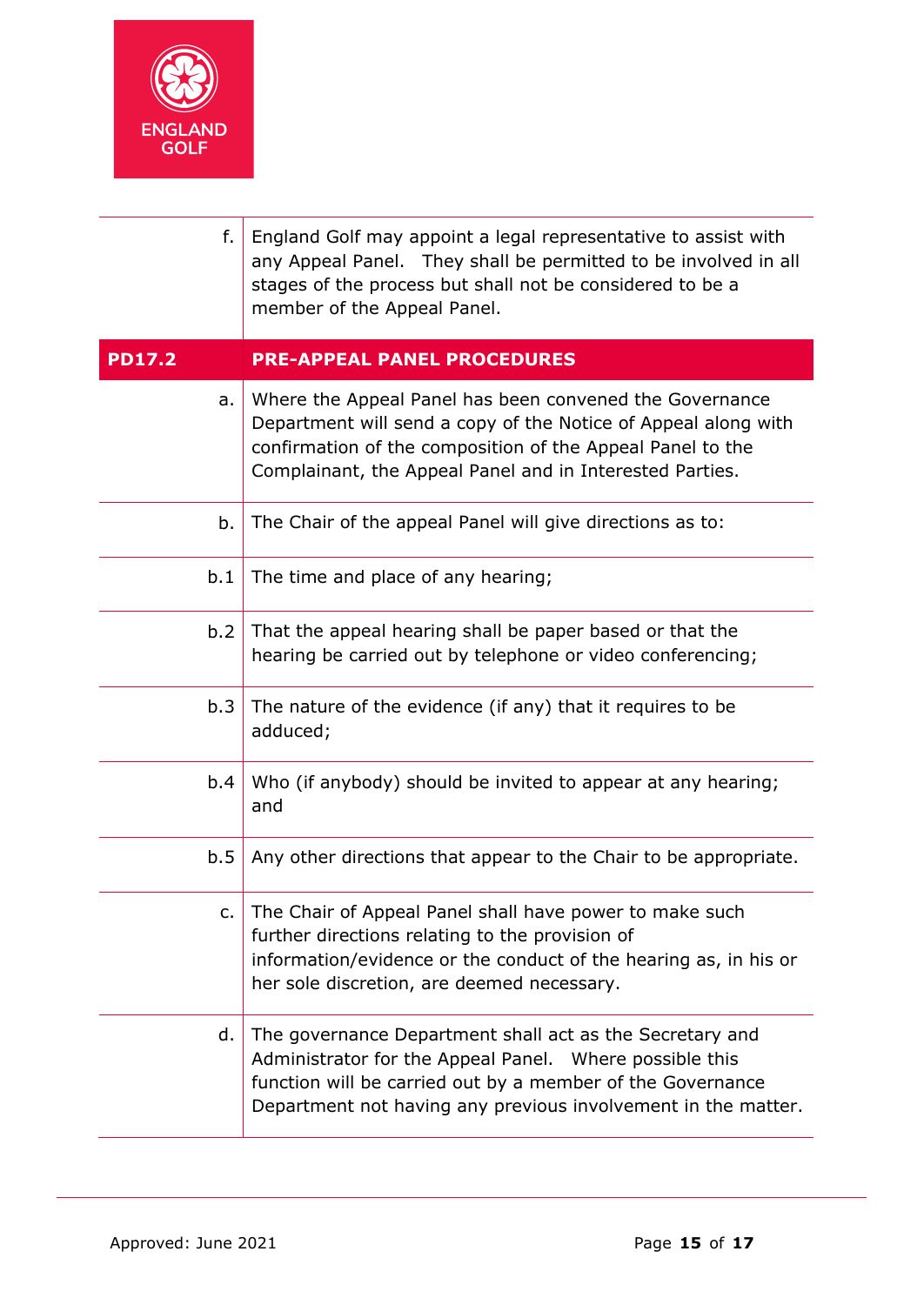| | |
|---|---|
| f. | England Golf may appoint a legal representative to assist with any Appeal Panel. They shall be permitted to be involved in all stages of the process but shall not be considered to be a member of the Appeal Panel. |
| **PD17.2** | **PRE-APPEAL PANEL PROCEDURES** |
| a. | Where the Appeal Panel has been convened the Governance Department will send a copy of the Notice of Appeal along with confirmation of the composition of the Appeal Panel to the Complainant, the Appeal Panel and in Interested Parties. |
| b. | The Chair of the appeal Panel will give directions as to: |
| b.1 | The time and place of any hearing; |
| b.2 | That the appeal hearing shall be paper based or that the hearing be carried out by telephone or video conferencing; |
| b.3 | The nature of the evidence (if any) that it requires to be adduced; |
| b.4 | Who (if anybody) should be invited to appear at any hearing; and |
| b.5 | Any other directions that appear to the Chair to be appropriate. |
| c. | The Chair of Appeal Panel shall have power to make such further directions relating to the provision of information/evidence or the conduct of the hearing as, in his or her sole discretion, are deemed necessary. |
| d. | The governance Department shall act as the Secretary and Administrator for the Appeal Panel. Where possible this function will be carried out by a member of the Governance Department not having any previous involvement in the matter. |

Approved: June 2021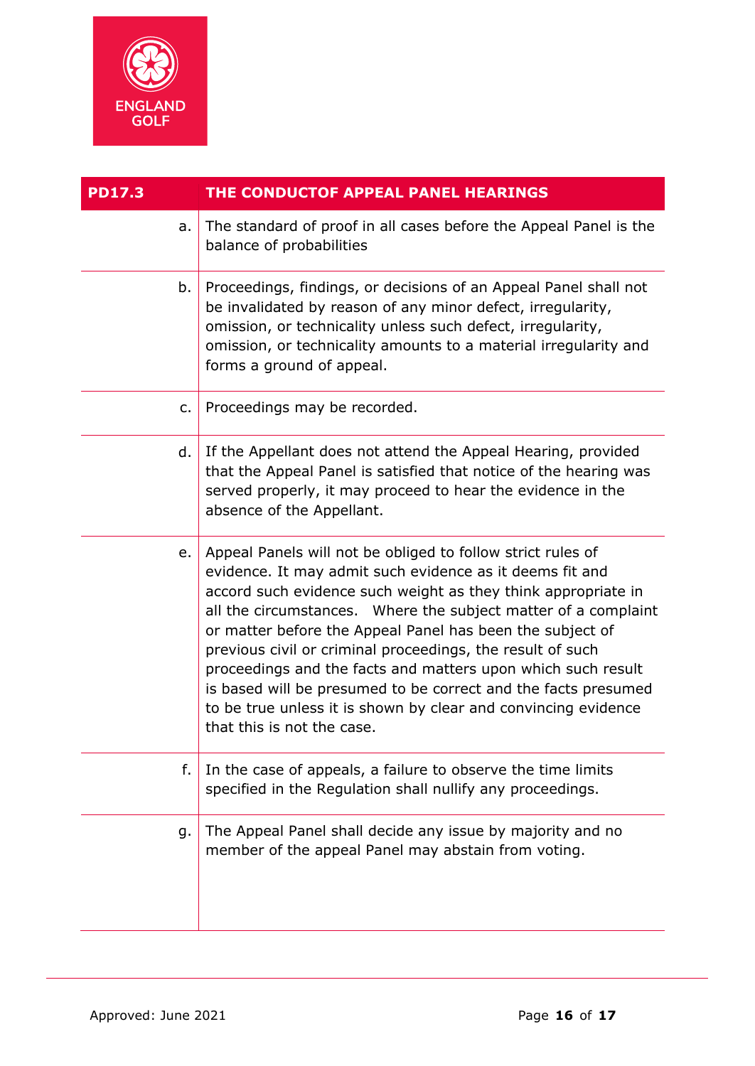| PD17.3 | THE CONDUCTOF APPEAL PANEL HEARINGS |
|---|---|
| a. | The standard of proof in all cases before the Appeal Panel is the balance of probabilities |
| b. | Proceedings, findings, or decisions of an Appeal Panel shall not be invalidated by reason of any minor defect, irregularity, omission, or technicality unless such defect, irregularity, omission, or technicality amounts to a material irregularity and forms a ground of appeal. |
| c. | Proceedings may be recorded. |
| d. | If the Appellant does not attend the Appeal Hearing, provided that the Appeal Panel is satisfied that notice of the hearing was served properly, it may proceed to hear the evidence in the absence of the Appellant. |
| e. | Appeal Panels will not be obliged to follow strict rules of evidence. It may admit such evidence as it deems fit and accord such evidence such weight as they think appropriate in all the circumstances. Where the subject matter of a complaint or matter before the Appeal Panel has been the subject of previous civil or criminal proceedings, the result of such proceedings and the facts and matters upon which such result is based will be presumed to be correct and the facts presumed to be true unless it is shown by clear and convincing evidence that this is not the case. |
| f. | In the case of appeals, a failure to observe the time limits specified in the Regulation shall nullify any proceedings. |
| g. | The Appeal Panel shall decide any issue by majority and no member of the appeal Panel may abstain from voting. |

Approved: June 2021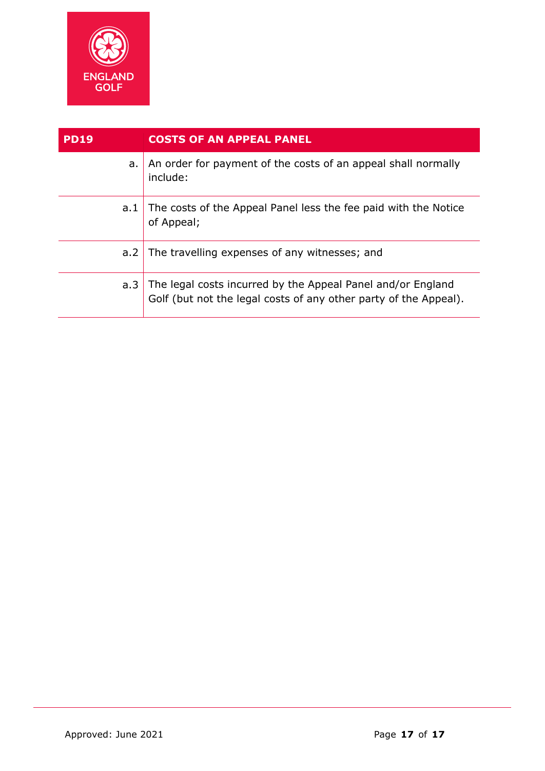| PD19 | COSTS OF AN APPEAL PANEL |
|---|---|
| a. | An order for payment of the costs of an appeal shall normally include: |
| a.1 | The costs of the Appeal Panel less the fee paid with the Notice of Appeal; |
| a.2 | The travelling expenses of any witnesses; and |
| a.3 | The legal costs incurred by the Appeal Panel and/or England Golf (but not the legal costs of any other party of the Appeal). |

Approved: June 2021